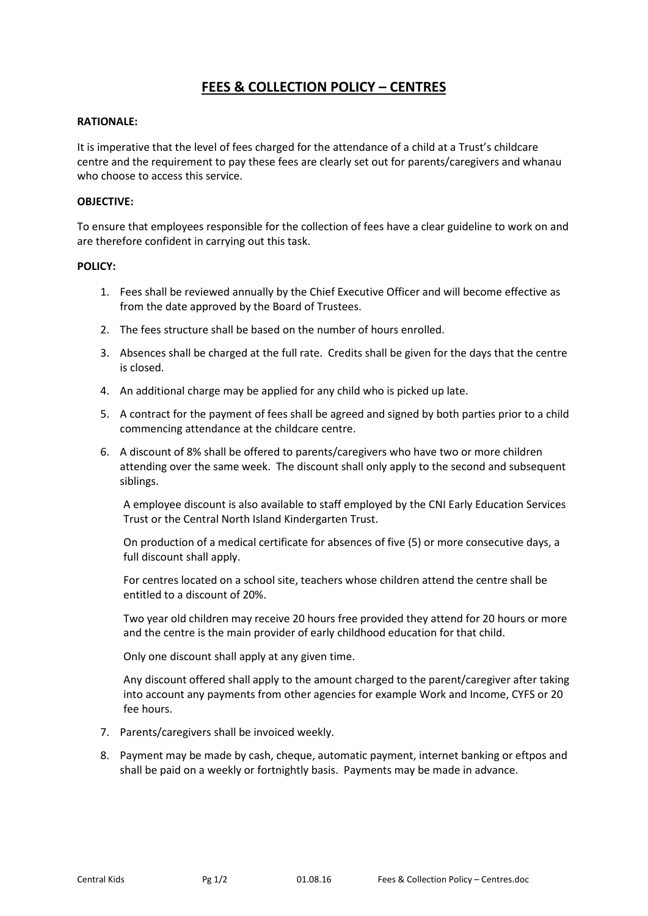# FEES & COLLECTION POLICY – CENTRES

**RATIONALE:**

It is imperative that the level of fees charged for the attendance of a child at a Trust's childcare centre and the requirement to pay these fees are clearly set out for parents/caregivers and whanau who choose to access this service.

**OBJECTIVE:**

To ensure that employees responsible for the collection of fees have a clear guideline to work on and are therefore confident in carrying out this task.

**POLICY:**

1. Fees shall be reviewed annually by the Chief Executive Officer and will become effective as from the date approved by the Board of Trustees.
2. The fees structure shall be based on the number of hours enrolled.
3. Absences shall be charged at the full rate. Credits shall be given for the days that the centre is closed.
4. An additional charge may be applied for any child who is picked up late.
5. A contract for the payment of fees shall be agreed and signed by both parties prior to a child commencing attendance at the childcare centre.
6. A discount of 8% shall be offered to parents/caregivers who have two or more children attending over the same week. The discount shall only apply to the second and subsequent siblings.

   A employee discount is also available to staff employed by the CNI Early Education Services Trust or the Central North Island Kindergarten Trust.

   On production of a medical certificate for absences of five (5) or more consecutive days, a full discount shall apply.

   For centres located on a school site, teachers whose children attend the centre shall be entitled to a discount of 20%.

   Two year old children may receive 20 hours free provided they attend for 20 hours or more and the centre is the main provider of early childhood education for that child.

   Only one discount shall apply at any given time.

   Any discount offered shall apply to the amount charged to the parent/caregiver after taking into account any payments from other agencies for example Work and Income, CYFS or 20 fee hours.

7. Parents/caregivers shall be invoiced weekly.
8. Payment may be made by cash, cheque, automatic payment, internet banking or eftpos and shall be paid on a weekly or fortnightly basis. Payments may be made in advance.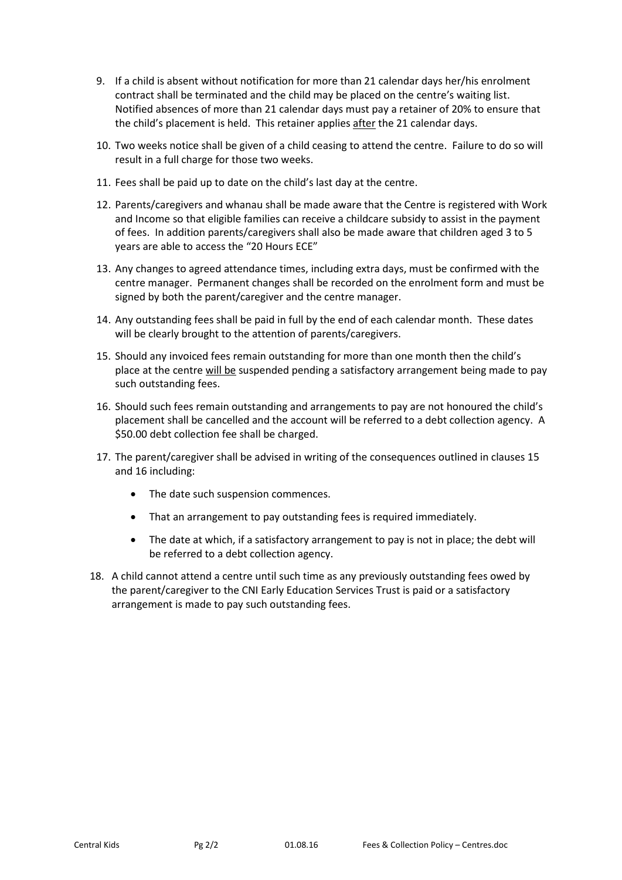9. If a child is absent without notification for more than 21 calendar days her/his enrolment contract shall be terminated and the child may be placed on the centre's waiting list. Notified absences of more than 21 calendar days must pay a retainer of 20% to ensure that the child's placement is held. This retainer applies <u>after</u> the 21 calendar days.

10. Two weeks notice shall be given of a child ceasing to attend the centre. Failure to do so will result in a full charge for those two weeks.

11. Fees shall be paid up to date on the child's last day at the centre.

12. Parents/caregivers and whanau shall be made aware that the Centre is registered with Work and Income so that eligible families can receive a childcare subsidy to assist in the payment of fees. In addition parents/caregivers shall also be made aware that children aged 3 to 5 years are able to access the "20 Hours ECE"

13. Any changes to agreed attendance times, including extra days, must be confirmed with the centre manager. Permanent changes shall be recorded on the enrolment form and must be signed by both the parent/caregiver and the centre manager.

14. Any outstanding fees shall be paid in full by the end of each calendar month. These dates will be clearly brought to the attention of parents/caregivers.

15. Should any invoiced fees remain outstanding for more than one month then the child's place at the centre <u>will be</u> suspended pending a satisfactory arrangement being made to pay such outstanding fees.

16. Should such fees remain outstanding and arrangements to pay are not honoured the child's placement shall be cancelled and the account will be referred to a debt collection agency. A $50.00 debt collection fee shall be charged.

17. The parent/caregiver shall be advised in writing of the consequences outlined in clauses 15 and 16 including:
    - The date such suspension commences.
    - That an arrangement to pay outstanding fees is required immediately.
    - The date at which, if a satisfactory arrangement to pay is not in place; the debt will be referred to a debt collection agency.

18. A child cannot attend a centre until such time as any previously outstanding fees owed by the parent/caregiver to the CNI Early Education Services Trust is paid or a satisfactory arrangement is made to pay such outstanding fees.